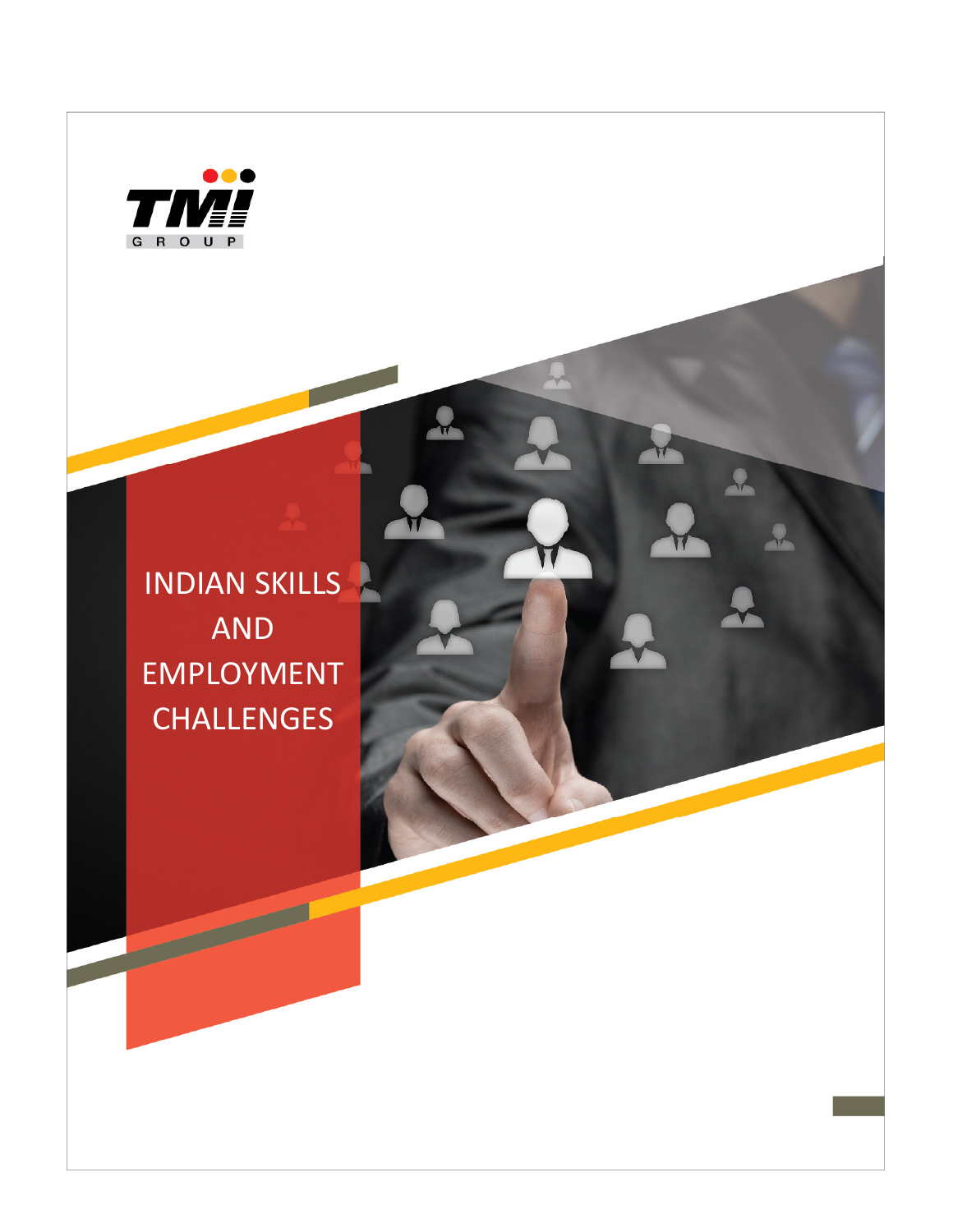TMI GROUP

# INDIAN SKILLS AND EMPLOYMENT CHALLENGES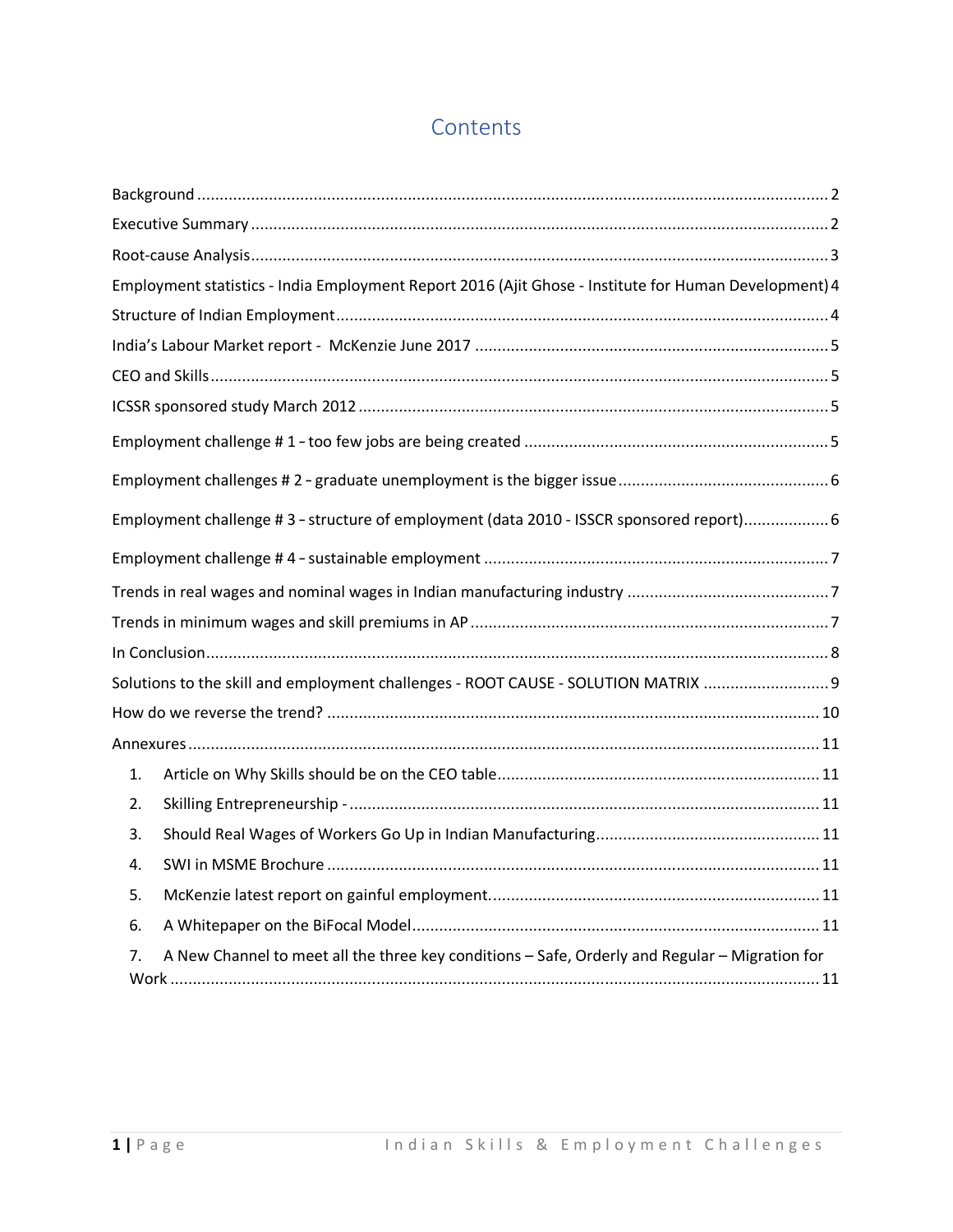# Contents

- Background ... 2
- Executive Summary ... 2
- Root-cause Analysis ... 3
- Employment statistics - India Employment Report 2016 (Ajit Ghose - Institute for Human Development) 4
- Structure of Indian Employment ... 4
- India's Labour Market report - McKenzie June 2017 ... 5
- CEO and Skills ... 5
- ICSSR sponsored study March 2012 ... 5
- Employment challenge # 1 – too few jobs are being created ... 5
- Employment challenges # 2 – graduate unemployment is the bigger issue ... 6
- Employment challenge # 3 – structure of employment (data 2010 - ISSCR sponsored report) ... 6
- Employment challenge # 4 – sustainable employment ... 7
- Trends in real wages and nominal wages in Indian manufacturing industry ... 7
- Trends in minimum wages and skill premiums in AP ... 7
- In Conclusion ... 8
- Solutions to the skill and employment challenges - ROOT CAUSE - SOLUTION MATRIX ... 9
- How do we reverse the trend? ... 10
- Annexures ... 11
  1. Article on Why Skills should be on the CEO table ... 11
  2. Skilling Entrepreneurship - ... 11
  3. Should Real Wages of Workers Go Up in Indian Manufacturing ... 11
  4. SWI in MSME Brochure ... 11
  5. McKenzie latest report on gainful employment. ... 11
  6. A Whitepaper on the BiFocal Model ... 11
  7. A New Channel to meet all the three key conditions – Safe, Orderly and Regular – Migration for Work ... 11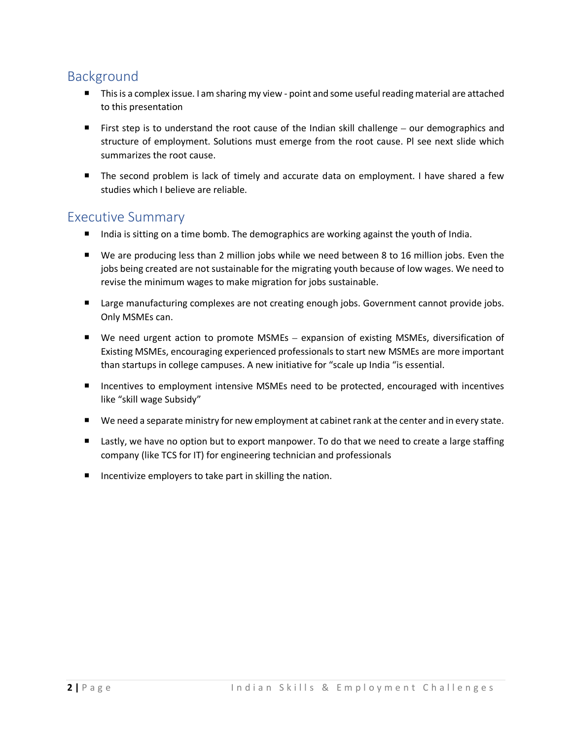## Background

- This is a complex issue. I am sharing my view - point and some useful reading material are attached to this presentation
- First step is to understand the root cause of the Indian skill challenge – our demographics and structure of employment. Solutions must emerge from the root cause. Pl see next slide which summarizes the root cause.
- The second problem is lack of timely and accurate data on employment. I have shared a few studies which I believe are reliable.

## Executive Summary

- India is sitting on a time bomb. The demographics are working against the youth of India.
- We are producing less than 2 million jobs while we need between 8 to 16 million jobs. Even the jobs being created are not sustainable for the migrating youth because of low wages. We need to revise the minimum wages to make migration for jobs sustainable.
- Large manufacturing complexes are not creating enough jobs. Government cannot provide jobs. Only MSMEs can.
- We need urgent action to promote MSMEs – expansion of existing MSMEs, diversification of Existing MSMEs, encouraging experienced professionals to start new MSMEs are more important than startups in college campuses. A new initiative for "scale up India "is essential.
- Incentives to employment intensive MSMEs need to be protected, encouraged with incentives like "skill wage Subsidy"
- We need a separate ministry for new employment at cabinet rank at the center and in every state.
- Lastly, we have no option but to export manpower. To do that we need to create a large staffing company (like TCS for IT) for engineering technician and professionals
- Incentivize employers to take part in skilling the nation.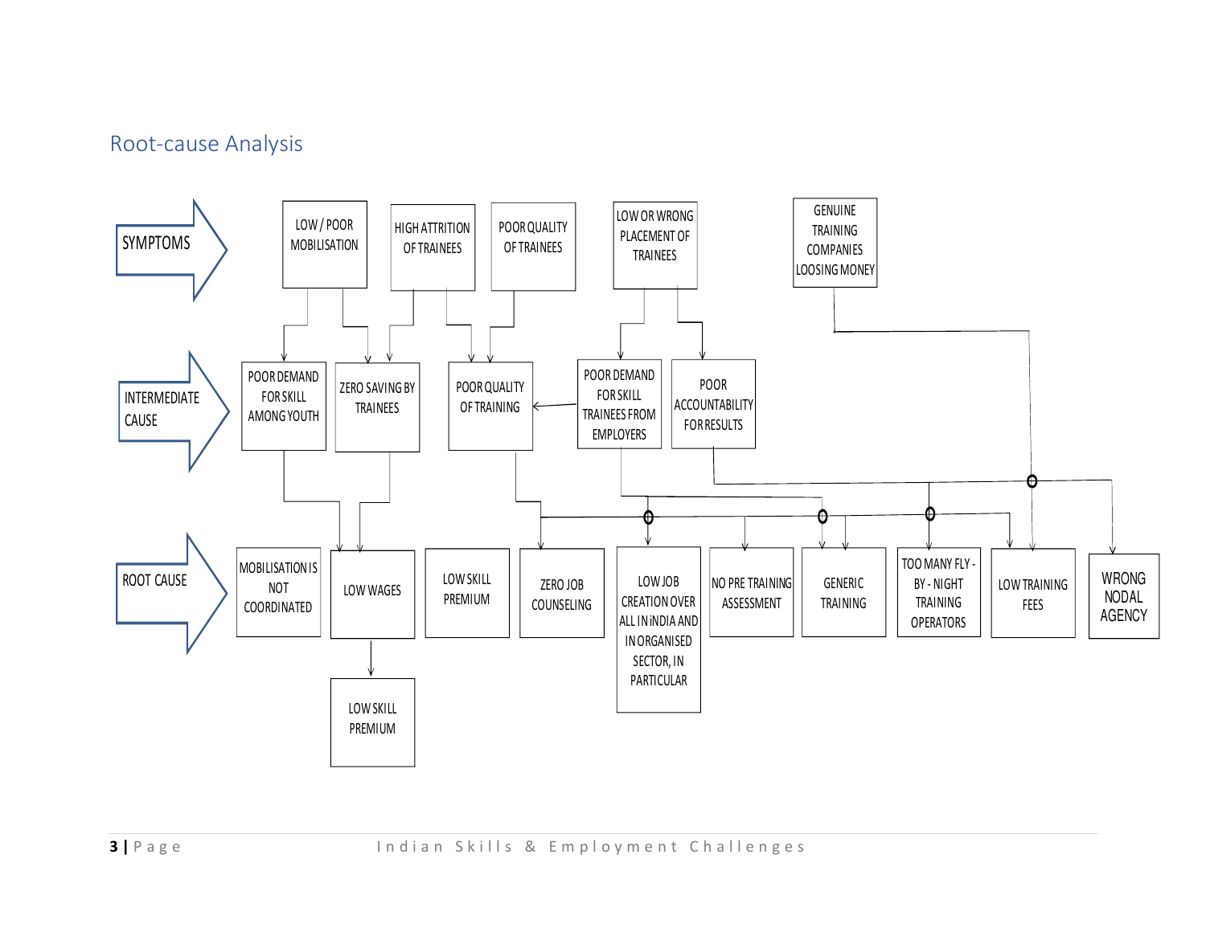## Root-cause Analysis

**SYMPTOMS**

- LOW / POOR MOBILISATION
- HIGH ATTRITION OF TRAINEES
- POOR QUALITY OF TRAINEES
- LOW OR WRONG PLACEMENT OF TRAINEES
- GENUINE TRAINING COMPANIES LOOSING MONEY

**INTERMEDIATE CAUSE**

- POOR DEMAND FOR SKILL AMONG YOUTH
- ZERO SAVING BY TRAINEES
- POOR QUALITY OF TRAINING
- POOR DEMAND FOR SKILL TRAINEES FROM EMPLOYERS
- POOR ACCOUNTABILITY FOR RESULTS

**ROOT CAUSE**

- MOBILISATION IS NOT COORDINATED
- LOW WAGES
- LOW SKILL PREMIUM
- ZERO JOB COUNSELING
- LOW JOB CREATION OVER ALL IN INDIA AND IN ORGANISED SECTOR, IN PARTICULAR
- NO PRE TRAINING ASSESSMENT
- GENERIC TRAINING
- TOO MANY FLY - BY - NIGHT TRAINING OPERATORS
- LOW TRAINING FEES
- WRONG NODAL AGENCY
- LOW SKILL PREMIUM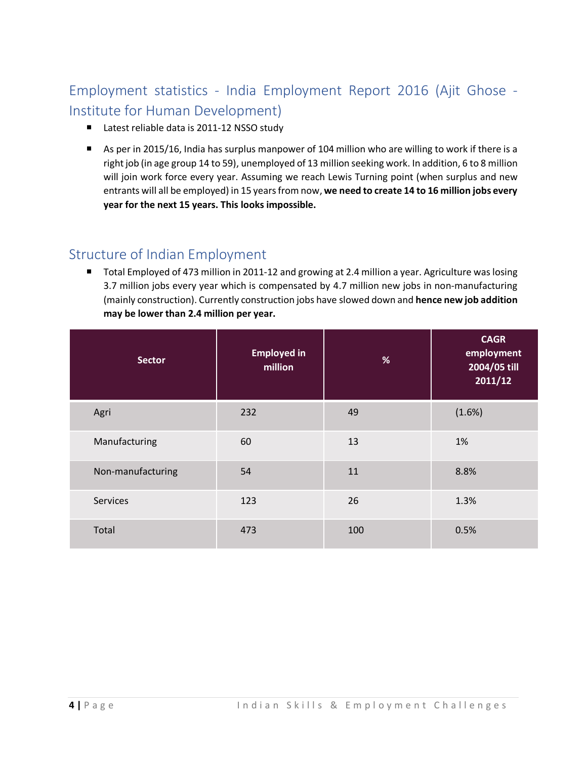## Employment statistics - India Employment Report 2016 (Ajit Ghose - Institute for Human Development)

- Latest reliable data is 2011-12 NSSO study
- As per in 2015/16, India has surplus manpower of 104 million who are willing to work if there is a right job (in age group 14 to 59), unemployed of 13 million seeking work. In addition, 6 to 8 million will join work force every year. Assuming we reach Lewis Turning point (when surplus and new entrants will all be employed) in 15 years from now, **we need to create 14 to 16 million jobs every year for the next 15 years. This looks impossible.**

## Structure of Indian Employment

- Total Employed of 473 million in 2011-12 and growing at 2.4 million a year. Agriculture was losing 3.7 million jobs every year which is compensated by 4.7 million new jobs in non-manufacturing (mainly construction). Currently construction jobs have slowed down and **hence new job addition may be lower than 2.4 million per year.**

| Sector | Employed in million | % | CAGR employment 2004/05 till 2011/12 |
|---|---|---|---|
| Agri | 232 | 49 | (1.6%) |
| Manufacturing | 60 | 13 | 1% |
| Non-manufacturing | 54 | 11 | 8.8% |
| Services | 123 | 26 | 1.3% |
| Total | 473 | 100 | 0.5% |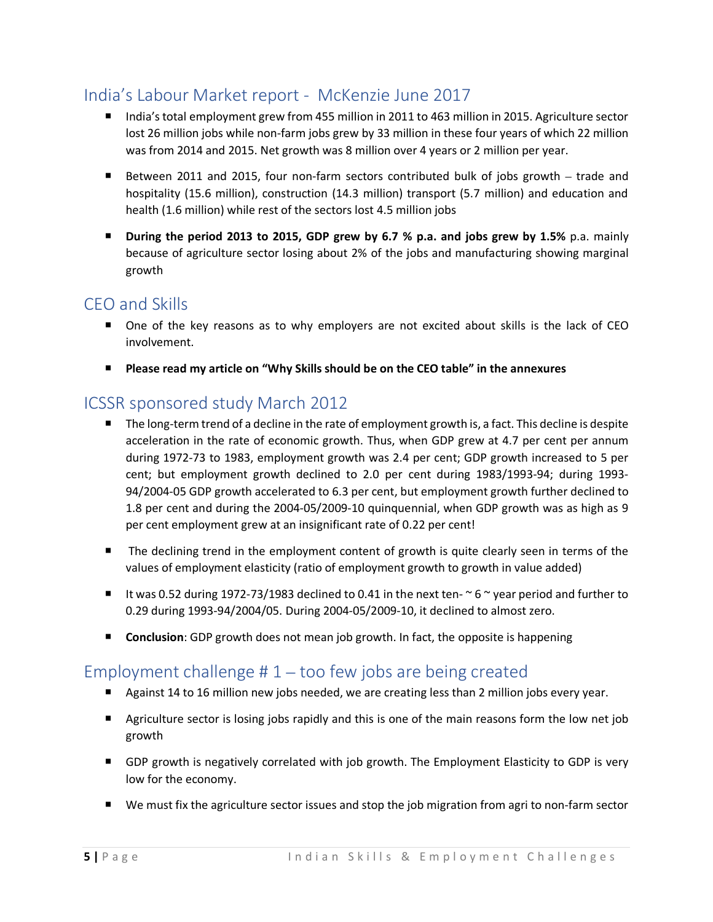## India's Labour Market report - McKenzie June 2017

- India's total employment grew from 455 million in 2011 to 463 million in 2015. Agriculture sector lost 26 million jobs while non-farm jobs grew by 33 million in these four years of which 22 million was from 2014 and 2015. Net growth was 8 million over 4 years or 2 million per year.
- Between 2011 and 2015, four non-farm sectors contributed bulk of jobs growth – trade and hospitality (15.6 million), construction (14.3 million) transport (5.7 million) and education and health (1.6 million) while rest of the sectors lost 4.5 million jobs
- **During the period 2013 to 2015, GDP grew by 6.7 % p.a. and jobs grew by 1.5%** p.a. mainly because of agriculture sector losing about 2% of the jobs and manufacturing showing marginal growth

## CEO and Skills

- One of the key reasons as to why employers are not excited about skills is the lack of CEO involvement.
- **Please read my article on "Why Skills should be on the CEO table" in the annexures**

## ICSSR sponsored study March 2012

- The long-term trend of a decline in the rate of employment growth is, a fact. This decline is despite acceleration in the rate of economic growth. Thus, when GDP grew at 4.7 per cent per annum during 1972-73 to 1983, employment growth was 2.4 per cent; GDP growth increased to 5 per cent; but employment growth declined to 2.0 per cent during 1983/1993-94; during 1993-94/2004-05 GDP growth accelerated to 6.3 per cent, but employment growth further declined to 1.8 per cent and during the 2004-05/2009-10 quinquennial, when GDP growth was as high as 9 per cent employment grew at an insignificant rate of 0.22 per cent!
- The declining trend in the employment content of growth is quite clearly seen in terms of the values of employment elasticity (ratio of employment growth to growth in value added)
- It was 0.52 during 1972-73/1983 declined to 0.41 in the next ten- ~ 6 ~ year period and further to 0.29 during 1993-94/2004/05. During 2004-05/2009-10, it declined to almost zero.
- **Conclusion**: GDP growth does not mean job growth. In fact, the opposite is happening

## Employment challenge # 1 – too few jobs are being created

- Against 14 to 16 million new jobs needed, we are creating less than 2 million jobs every year.
- Agriculture sector is losing jobs rapidly and this is one of the main reasons form the low net job growth
- GDP growth is negatively correlated with job growth. The Employment Elasticity to GDP is very low for the economy.
- We must fix the agriculture sector issues and stop the job migration from agri to non-farm sector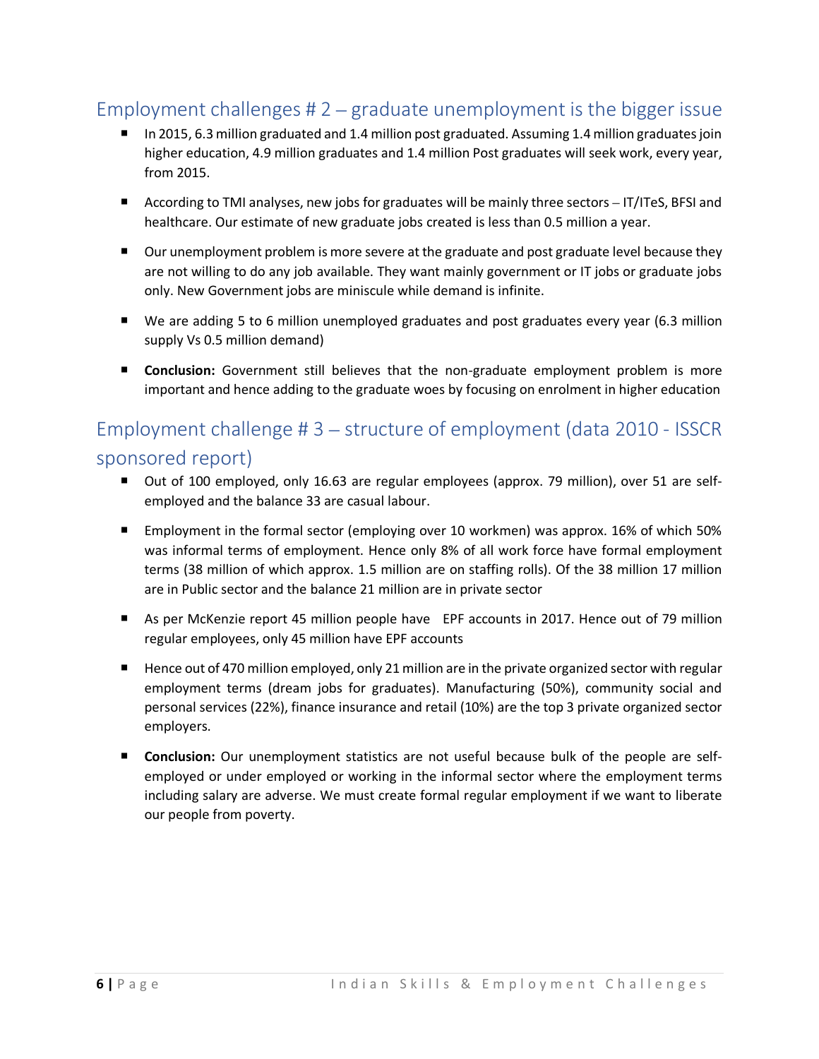## Employment challenges # 2 – graduate unemployment is the bigger issue

- In 2015, 6.3 million graduated and 1.4 million post graduated. Assuming 1.4 million graduates join higher education, 4.9 million graduates and 1.4 million Post graduates will seek work, every year, from 2015.
- According to TMI analyses, new jobs for graduates will be mainly three sectors – IT/ITeS, BFSI and healthcare. Our estimate of new graduate jobs created is less than 0.5 million a year.
- Our unemployment problem is more severe at the graduate and post graduate level because they are not willing to do any job available. They want mainly government or IT jobs or graduate jobs only. New Government jobs are miniscule while demand is infinite.
- We are adding 5 to 6 million unemployed graduates and post graduates every year (6.3 million supply Vs 0.5 million demand)
- **Conclusion:** Government still believes that the non-graduate employment problem is more important and hence adding to the graduate woes by focusing on enrolment in higher education

## Employment challenge # 3 – structure of employment (data 2010 - ISSCR sponsored report)

- Out of 100 employed, only 16.63 are regular employees (approx. 79 million), over 51 are self-employed and the balance 33 are casual labour.
- Employment in the formal sector (employing over 10 workmen) was approx. 16% of which 50% was informal terms of employment. Hence only 8% of all work force have formal employment terms (38 million of which approx. 1.5 million are on staffing rolls). Of the 38 million 17 million are in Public sector and the balance 21 million are in private sector
- As per McKenzie report 45 million people have EPF accounts in 2017. Hence out of 79 million regular employees, only 45 million have EPF accounts
- Hence out of 470 million employed, only 21 million are in the private organized sector with regular employment terms (dream jobs for graduates). Manufacturing (50%), community social and personal services (22%), finance insurance and retail (10%) are the top 3 private organized sector employers.
- **Conclusion:** Our unemployment statistics are not useful because bulk of the people are self-employed or under employed or working in the informal sector where the employment terms including salary are adverse. We must create formal regular employment if we want to liberate our people from poverty.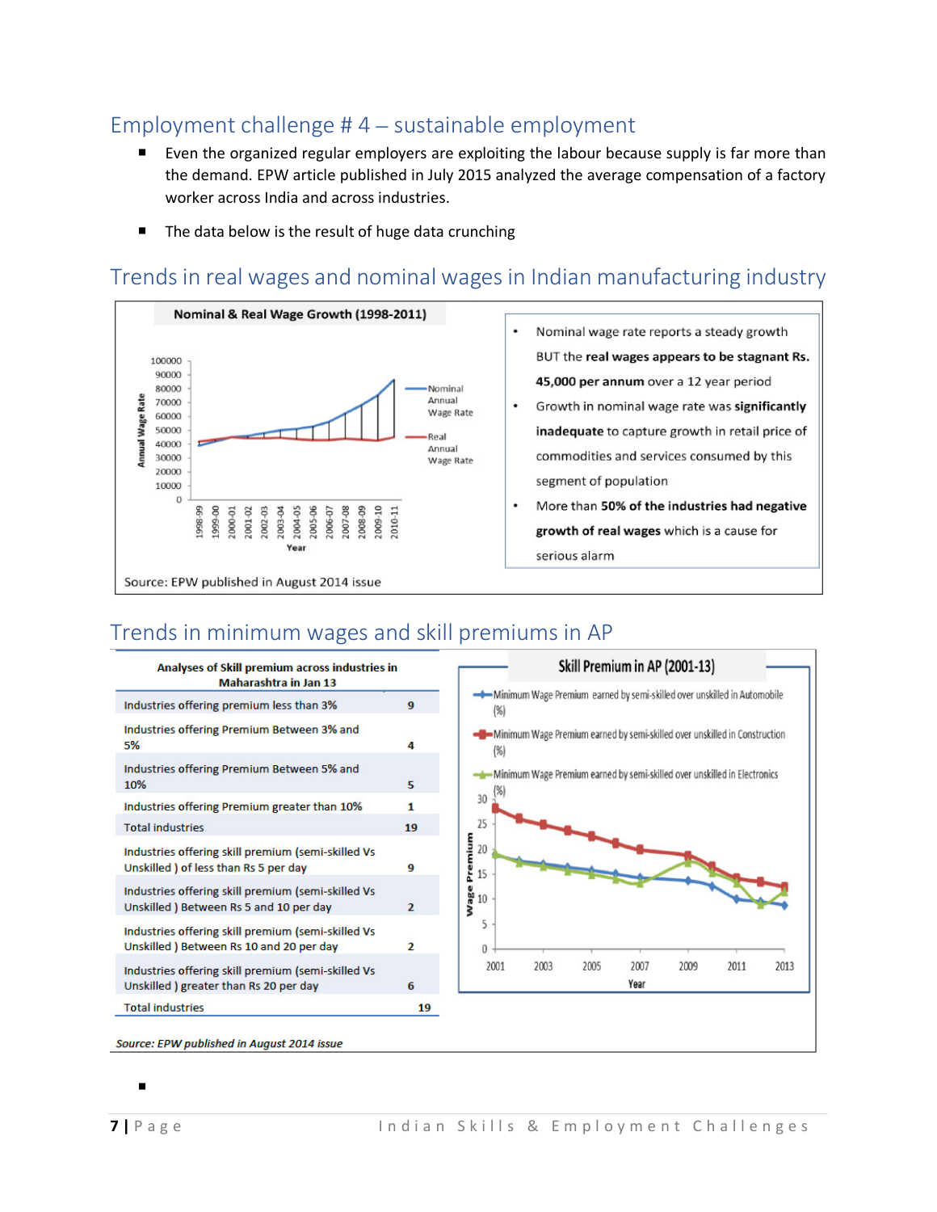## Employment challenge # 4 – sustainable employment

- Even the organized regular employers are exploiting the labour because supply is far more than the demand. EPW article published in July 2015 analyzed the average compensation of a factory worker across India and across industries.
- The data below is the result of huge data crunching

## Trends in real wages and nominal wages in Indian manufacturing industry

**Nominal & Real Wage Growth (1998-2011)**

Source: EPW published in August 2014 issue

- Nominal wage rate reports a steady growth BUT the **real wages appears to be stagnant Rs. 45,000 per annum** over a 12 year period
- Growth in nominal wage rate was **significantly inadequate** to capture growth in retail price of commodities and services consumed by this segment of population
- More than **50% of the industries had negative growth of real wages** which is a cause for serious alarm

## Trends in minimum wages and skill premiums in AP

| Analyses of Skill premium across industries in Maharashtra in Jan 13 | |
|---|---|
| Industries offering premium less than 3% | 9 |
| Industries offering Premium Between 3% and 5% | 4 |
| Industries offering Premium Between 5% and 10% | 5 |
| Industries offering Premium greater than 10% | 1 |
| Total industries | 19 |
| Industries offering skill premium (semi-skilled Vs Unskilled ) of less than Rs 5 per day | 9 |
| Industries offering skill premium (semi-skilled Vs Unskilled ) Between Rs 5 and 10 per day | 2 |
| Industries offering skill premium (semi-skilled Vs Unskilled ) Between Rs 10 and 20 per day | 2 |
| Industries offering skill premium (semi-skilled Vs Unskilled ) greater than Rs 20 per day | 6 |
| Total industries | 19 |

**Skill Premium in AP (2001-13)**

*Source: EPW published in August 2014 issue*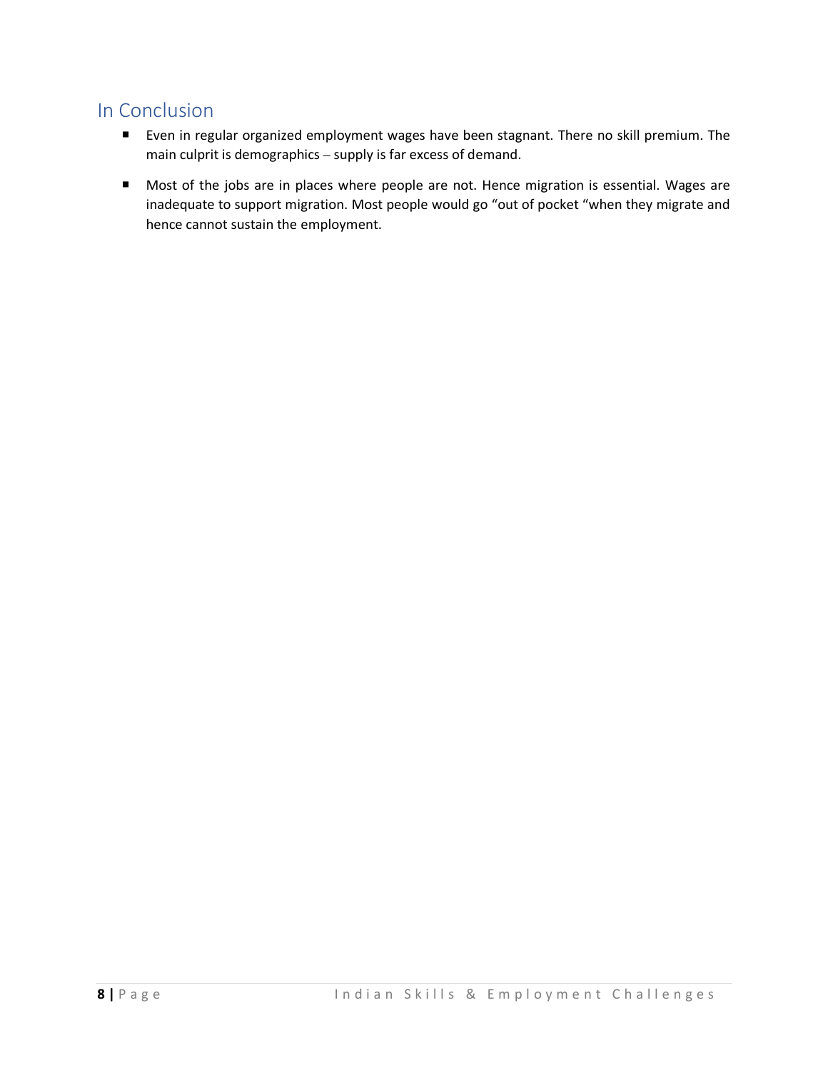## In Conclusion

- Even in regular organized employment wages have been stagnant. There no skill premium. The main culprit is demographics – supply is far excess of demand.
- Most of the jobs are in places where people are not. Hence migration is essential. Wages are inadequate to support migration. Most people would go “out of pocket “when they migrate and hence cannot sustain the employment.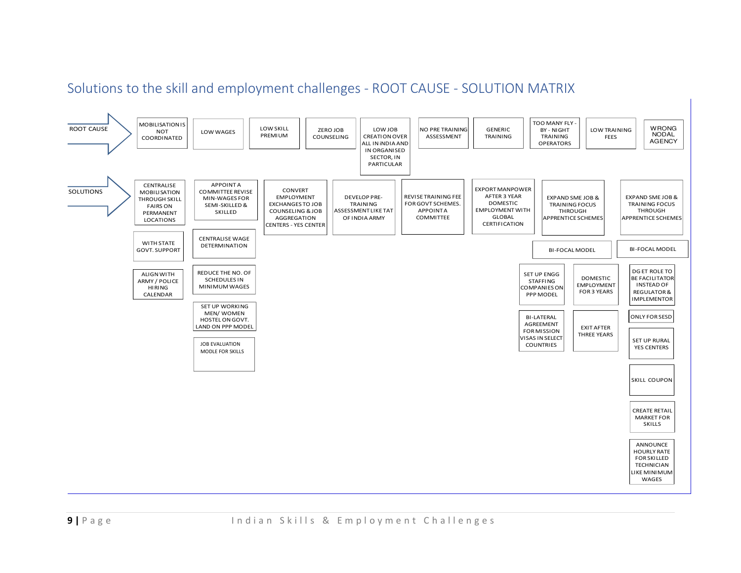## Solutions to the skill and employment challenges - ROOT CAUSE - SOLUTION MATRIX

| ROOT CAUSE | MOBILISATION IS NOT COORDINATED | LOW WAGES | LOW SKILL PREMIUM | ZERO JOB COUNSELING | LOW JOB CREATION OVER ALL IN INDIA AND IN ORGANISED SECTOR, IN PARTICULAR | NO PRE TRAINING ASSESSMENT | GENERIC TRAINING | TOO MANY FLY - BY - NIGHT TRAINING OPERATORS | LOW TRAINING FEES | WRONG NODAL AGENCY |
|---|---|---|---|---|---|---|---|---|---|---|
| SOLUTIONS | CENTRALISE MOBILISATION THROUGH SKILL FAIRS ON PERMANENT LOCATIONS | APPOINT A COMMITTEE REVISE MIN-WAGES FOR SEMI-SKILLED & SKILLED | CONVERT EMPLOYMENT EXCHANGES TO JOB COUNSELING & JOB AGGREGATION CENTERS - YES CENTER | | DEVELOP PRE-TRAINING ASSESSMENT LIKE TAT OF INDIA ARMY | REVISE TRAINING FEE FOR GOVT SCHEMES. APPOINT A COMMITTEE | EXPORT MANPOWER AFTER 3 YEAR DOMESTIC EMPLOYMENT WITH GLOBAL CERTIFICATION | EXPAND SME JOB & TRAINING FOCUS THROUGH APPRENTICE SCHEMES | | EXPAND SME JOB & TRAINING FOCUS THROUGH APPRENTICE SCHEMES |
| | WITH STATE GOVT. SUPPORT | CENTRALISE WAGE DETERMINATION | | | | | | BI-FOCAL MODEL | | BI-FOCAL MODEL |
| | ALIGN WITH ARMY / POLICE HIRING CALENDAR | REDUCE THE NO. OF SCHEDULES IN MINIMUM WAGES | | | | | SET UP ENGG STAFFING COMPANIES ON PPP MODEL | DOMESTIC EMPLOYMENT FOR 3 YEARS | | DG ET ROLE TO BE FACILITATOR INSTEAD OF REGULATOR & IMPLEMENTOR |
| | | SET UP WORKING MEN/ WOMEN HOSTEL ON GOVT. LAND ON PPP MODEL | | | | | BI-LATERAL AGREEMENT FOR MISSION VISAS IN SELECT COUNTRIES | EXIT AFTER THREE YEARS | | ONLY FOR SESD |
| | | JOB EVALUATION MODLE FOR SKILLS | | | | | | | | SET UP RURAL YES CENTERS |
| | | | | | | | | | | SKILL COUPON |
| | | | | | | | | | | CREATE RETAIL MARKET FOR SKILLS |
| | | | | | | | | | | ANNOUNCE HOURLY RATE FOR SKILLED TECHNICIAN LIKE MINIMUM WAGES |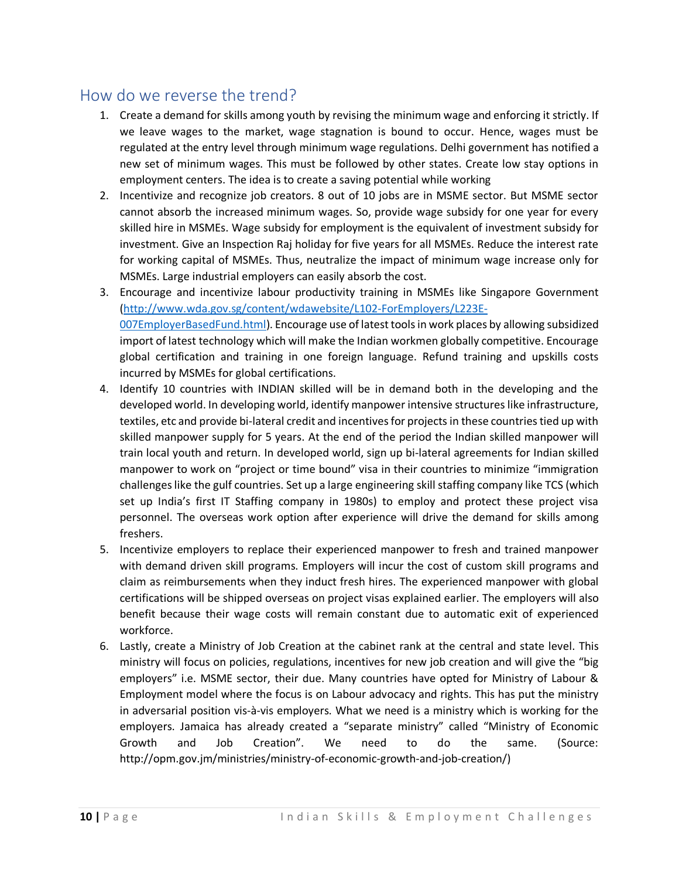## How do we reverse the trend?

1. Create a demand for skills among youth by revising the minimum wage and enforcing it strictly. If we leave wages to the market, wage stagnation is bound to occur. Hence, wages must be regulated at the entry level through minimum wage regulations. Delhi government has notified a new set of minimum wages. This must be followed by other states. Create low stay options in employment centers. The idea is to create a saving potential while working
2. Incentivize and recognize job creators. 8 out of 10 jobs are in MSME sector. But MSME sector cannot absorb the increased minimum wages. So, provide wage subsidy for one year for every skilled hire in MSMEs. Wage subsidy for employment is the equivalent of investment subsidy for investment. Give an Inspection Raj holiday for five years for all MSMEs. Reduce the interest rate for working capital of MSMEs. Thus, neutralize the impact of minimum wage increase only for MSMEs. Large industrial employers can easily absorb the cost.
3. Encourage and incentivize labour productivity training in MSMEs like Singapore Government (http://www.wda.gov.sg/content/wdawebsite/L102-ForEmployers/L223E-007EmployerBasedFund.html). Encourage use of latest tools in work places by allowing subsidized import of latest technology which will make the Indian workmen globally competitive. Encourage global certification and training in one foreign language. Refund training and upskills costs incurred by MSMEs for global certifications.
4. Identify 10 countries with INDIAN skilled will be in demand both in the developing and the developed world. In developing world, identify manpower intensive structures like infrastructure, textiles, etc and provide bi-lateral credit and incentives for projects in these countries tied up with skilled manpower supply for 5 years. At the end of the period the Indian skilled manpower will train local youth and return. In developed world, sign up bi-lateral agreements for Indian skilled manpower to work on "project or time bound" visa in their countries to minimize "immigration challenges like the gulf countries. Set up a large engineering skill staffing company like TCS (which set up India's first IT Staffing company in 1980s) to employ and protect these project visa personnel. The overseas work option after experience will drive the demand for skills among freshers.
5. Incentivize employers to replace their experienced manpower to fresh and trained manpower with demand driven skill programs. Employers will incur the cost of custom skill programs and claim as reimbursements when they induct fresh hires. The experienced manpower with global certifications will be shipped overseas on project visas explained earlier. The employers will also benefit because their wage costs will remain constant due to automatic exit of experienced workforce.
6. Lastly, create a Ministry of Job Creation at the cabinet rank at the central and state level. This ministry will focus on policies, regulations, incentives for new job creation and will give the "big employers" i.e. MSME sector, their due. Many countries have opted for Ministry of Labour & Employment model where the focus is on Labour advocacy and rights. This has put the ministry in adversarial position vis-à-vis employers. What we need is a ministry which is working for the employers. Jamaica has already created a "separate ministry" called "Ministry of Economic Growth and Job Creation". We need to do the same. (Source: http://opm.gov.jm/ministries/ministry-of-economic-growth-and-job-creation/)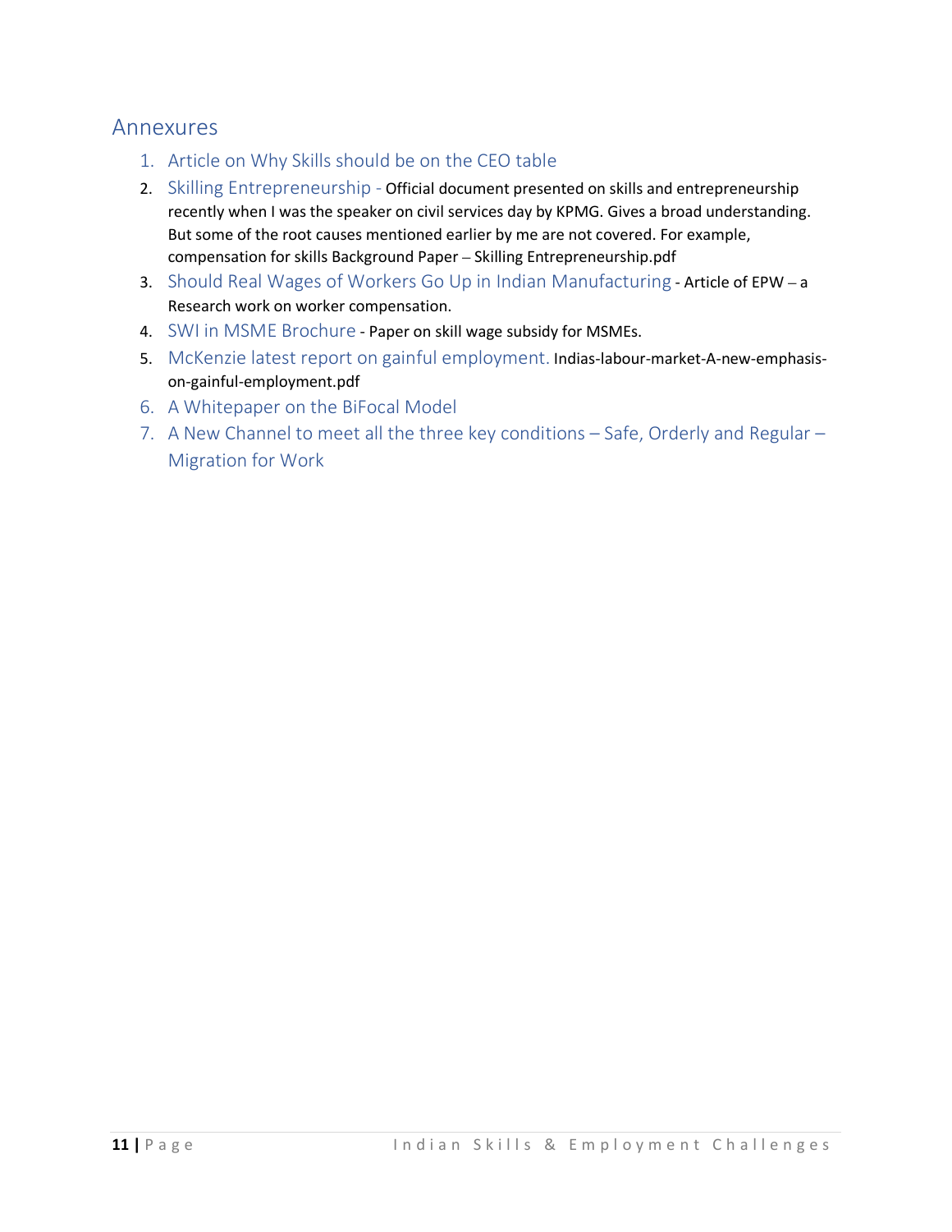## Annexures

1. Article on Why Skills should be on the CEO table
2. Skilling Entrepreneurship - Official document presented on skills and entrepreneurship recently when I was the speaker on civil services day by KPMG. Gives a broad understanding. But some of the root causes mentioned earlier by me are not covered. For example, compensation for skills Background Paper – Skilling Entrepreneurship.pdf
3. Should Real Wages of Workers Go Up in Indian Manufacturing - Article of EPW – a Research work on worker compensation.
4. SWI in MSME Brochure - Paper on skill wage subsidy for MSMEs.
5. McKenzie latest report on gainful employment. Indias-labour-market-A-new-emphasis-on-gainful-employment.pdf
6. A Whitepaper on the BiFocal Model
7. A New Channel to meet all the three key conditions – Safe, Orderly and Regular – Migration for Work